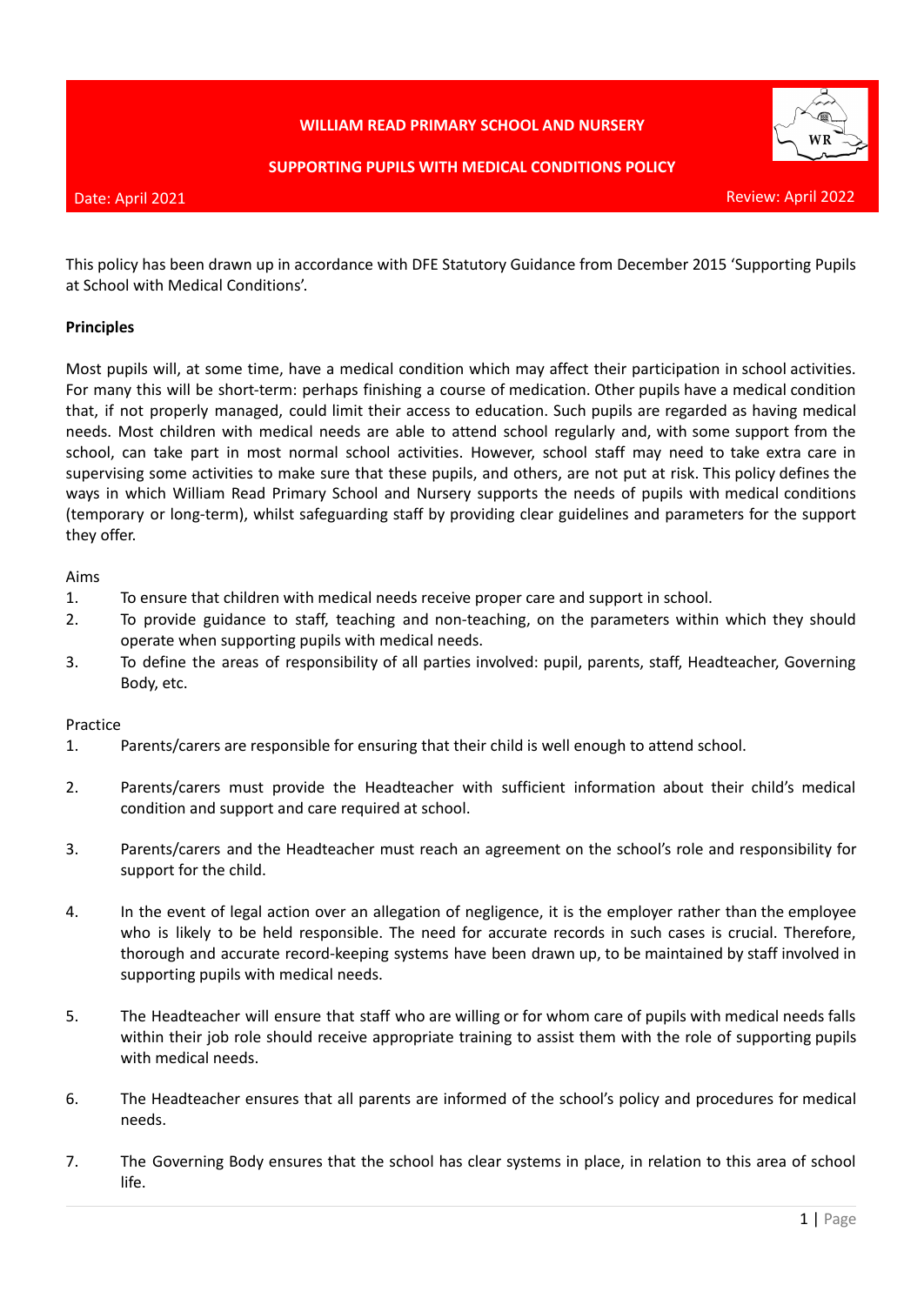**WILLIAM READ PRIMARY SCHOOL AND NURSERY**

**SUPPORTING PUPILS WITH MEDICAL CONDITIONS POLICY**

Date: April 2021

Review: April 2022

This policy has been drawn up in accordance with DFE Statutory Guidance from December 2015 'Supporting Pupils at School with Medical Conditions'.

**Principles**

Most pupils will, at some time, have a medical condition which may affect their participation in school activities. For many this will be short-term: perhaps finishing a course of medication. Other pupils have a medical condition that, if not properly managed, could limit their access to education. Such pupils are regarded as having medical needs. Most children with medical needs are able to attend school regularly and, with some support from the school, can take part in most normal school activities. However, school staff may need to take extra care in supervising some activities to make sure that these pupils, and others, are not put at risk. This policy defines the ways in which William Read Primary School and Nursery supports the needs of pupils with medical conditions (temporary or long-term), whilst safeguarding staff by providing clear guidelines and parameters for the support they offer.

Aims

1. To ensure that children with medical needs receive proper care and support in school.
2. To provide guidance to staff, teaching and non-teaching, on the parameters within which they should operate when supporting pupils with medical needs.
3. To define the areas of responsibility of all parties involved: pupil, parents, staff, Headteacher, Governing Body, etc.

Practice

1. Parents/carers are responsible for ensuring that their child is well enough to attend school.

2. Parents/carers must provide the Headteacher with sufficient information about their child's medical condition and support and care required at school.

3. Parents/carers and the Headteacher must reach an agreement on the school's role and responsibility for support for the child.

4. In the event of legal action over an allegation of negligence, it is the employer rather than the employee who is likely to be held responsible. The need for accurate records in such cases is crucial. Therefore, thorough and accurate record-keeping systems have been drawn up, to be maintained by staff involved in supporting pupils with medical needs.

5. The Headteacher will ensure that staff who are willing or for whom care of pupils with medical needs falls within their job role should receive appropriate training to assist them with the role of supporting pupils with medical needs.

6. The Headteacher ensures that all parents are informed of the school's policy and procedures for medical needs.

7. The Governing Body ensures that the school has clear systems in place, in relation to this area of school life.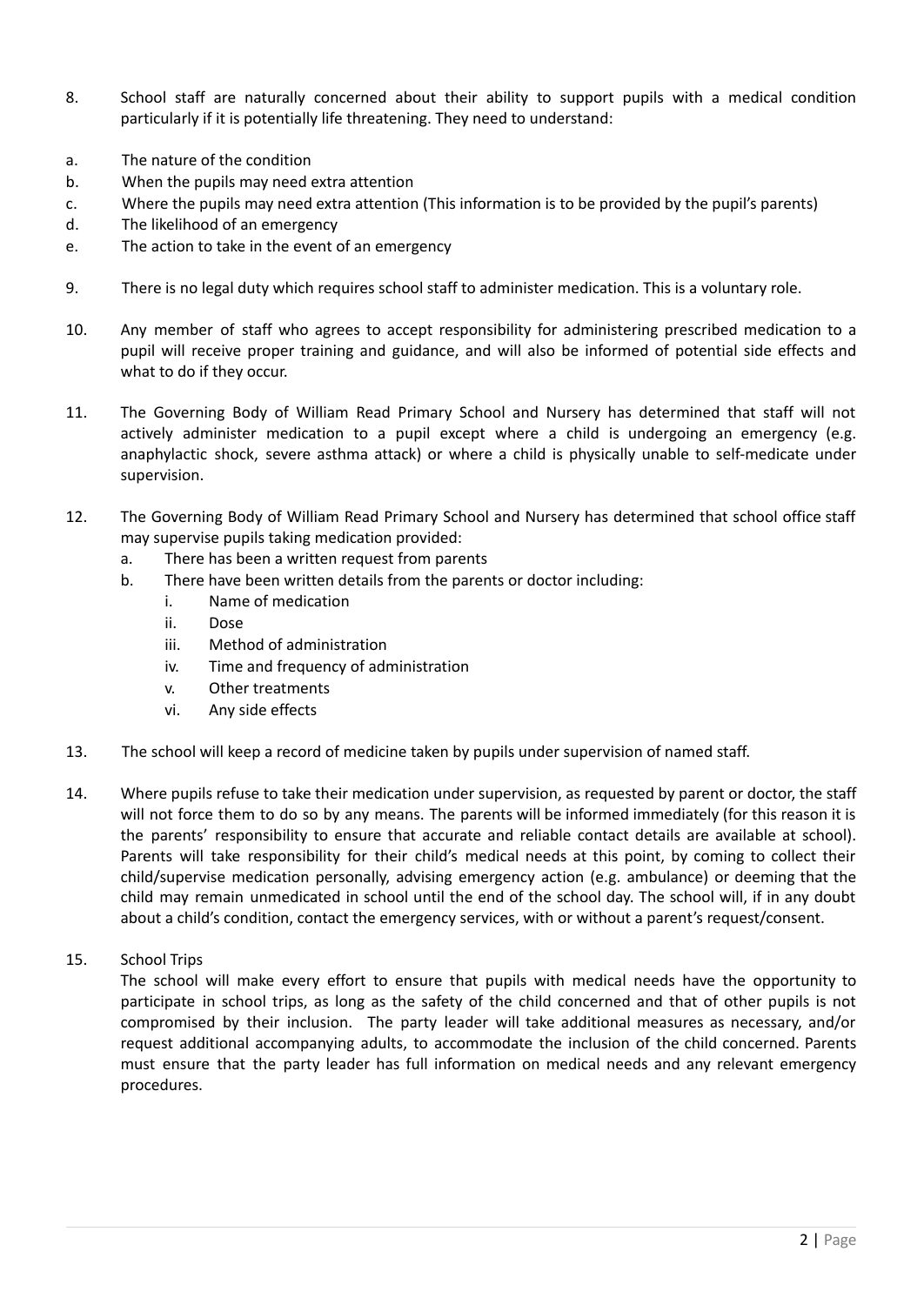8. School staff are naturally concerned about their ability to support pupils with a medical condition particularly if it is potentially life threatening. They need to understand:

a. The nature of the condition
b. When the pupils may need extra attention
c. Where the pupils may need extra attention (This information is to be provided by the pupil's parents)
d. The likelihood of an emergency
e. The action to take in the event of an emergency

9. There is no legal duty which requires school staff to administer medication. This is a voluntary role.

10. Any member of staff who agrees to accept responsibility for administering prescribed medication to a pupil will receive proper training and guidance, and will also be informed of potential side effects and what to do if they occur.

11. The Governing Body of William Read Primary School and Nursery has determined that staff will not actively administer medication to a pupil except where a child is undergoing an emergency (e.g. anaphylactic shock, severe asthma attack) or where a child is physically unable to self-medicate under supervision.

12. The Governing Body of William Read Primary School and Nursery has determined that school office staff may supervise pupils taking medication provided:
    a. There has been a written request from parents
    b. There have been written details from the parents or doctor including:
        i. Name of medication
        ii. Dose
        iii. Method of administration
        iv. Time and frequency of administration
        v. Other treatments
        vi. Any side effects

13. The school will keep a record of medicine taken by pupils under supervision of named staff.

14. Where pupils refuse to take their medication under supervision, as requested by parent or doctor, the staff will not force them to do so by any means. The parents will be informed immediately (for this reason it is the parents' responsibility to ensure that accurate and reliable contact details are available at school). Parents will take responsibility for their child's medical needs at this point, by coming to collect their child/supervise medication personally, advising emergency action (e.g. ambulance) or deeming that the child may remain unmedicated in school until the end of the school day. The school will, if in any doubt about a child's condition, contact the emergency services, with or without a parent's request/consent.

15. School Trips

    The school will make every effort to ensure that pupils with medical needs have the opportunity to participate in school trips, as long as the safety of the child concerned and that of other pupils is not compromised by their inclusion. The party leader will take additional measures as necessary, and/or request additional accompanying adults, to accommodate the inclusion of the child concerned. Parents must ensure that the party leader has full information on medical needs and any relevant emergency procedures.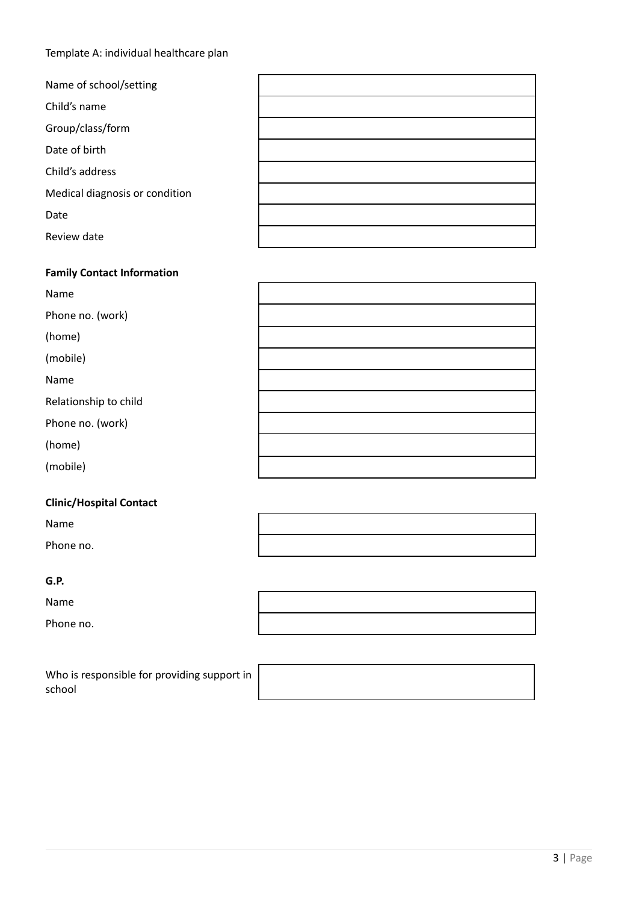Template A: individual healthcare plan

| | |
|---|---|
| Name of school/setting | |
| Child's name | |
| Group/class/form | |
| Date of birth | |
| Child's address | |
| Medical diagnosis or condition | |
| Date | |
| Review date | |

**Family Contact Information**

| | |
|---|---|
| Name | |
| Phone no. (work) | |
| (home) | |
| (mobile) | |
| Name | |
| Relationship to child | |
| Phone no. (work) | |
| (home) | |
| (mobile) | |

**Clinic/Hospital Contact**

| | |
|---|---|
| Name | |
| Phone no. | |

**G.P.**

| | |
|---|---|
| Name | |
| Phone no. | |

| | |
|---|---|
| Who is responsible for providing support in school | |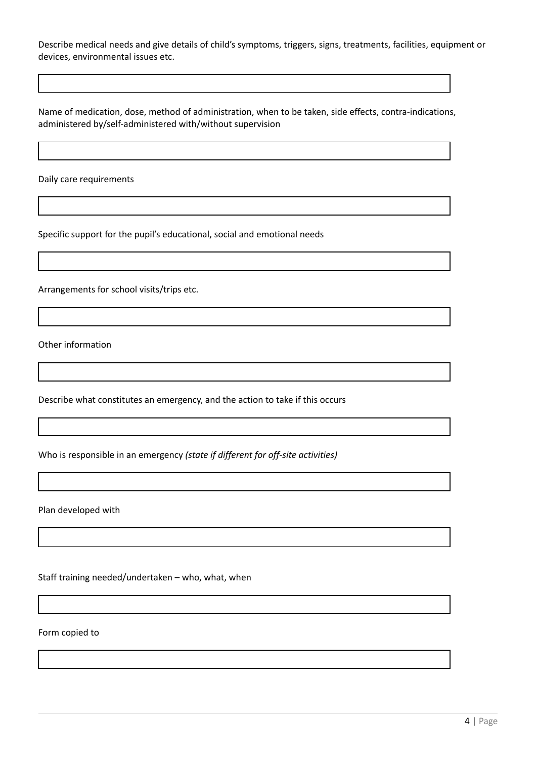Describe medical needs and give details of child's symptoms, triggers, signs, treatments, facilities, equipment or devices, environmental issues etc.

| |
|---|
| |

Name of medication, dose, method of administration, when to be taken, side effects, contra-indications, administered by/self-administered with/without supervision

| |
|---|
| |

Daily care requirements

| |
|---|
| |

Specific support for the pupil's educational, social and emotional needs

| |
|---|
| |

Arrangements for school visits/trips etc.

| |
|---|
| |

Other information

| |
|---|
| |

Describe what constitutes an emergency, and the action to take if this occurs

| |
|---|
| |

Who is responsible in an emergency *(state if different for off-site activities)*

| |
|---|
| |

Plan developed with

| |
|---|
| |

Staff training needed/undertaken – who, what, when

| |
|---|
| |

Form copied to

| |
|---|
| |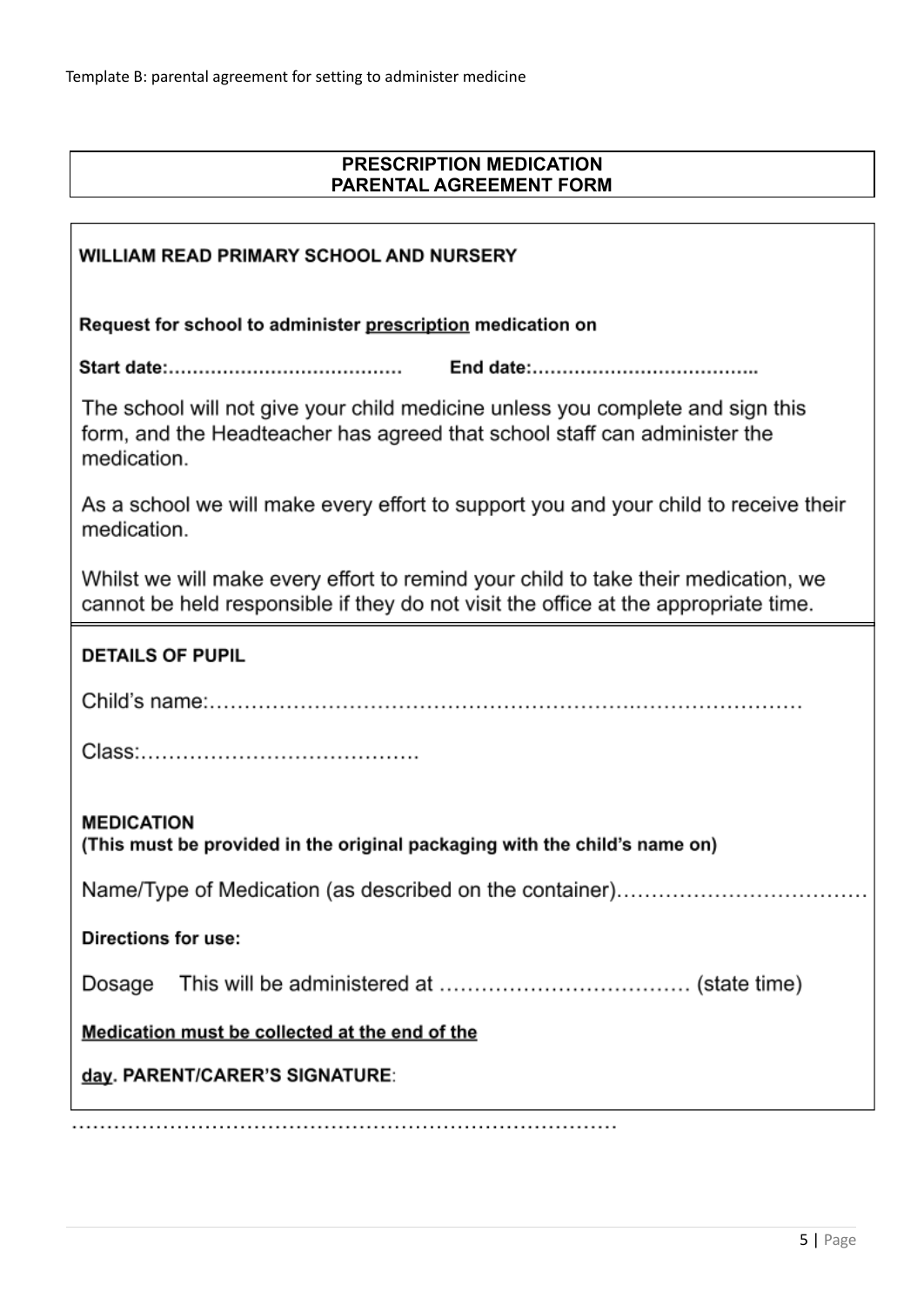Template B: parental agreement for setting to administer medicine

## PRESCRIPTION MEDICATION
## PARENTAL AGREEMENT FORM

**WILLIAM READ PRIMARY SCHOOL AND NURSERY**

**Request for school to administer prescription medication on**

**Start date:…………………………………    End date:………………………………..**

The school will not give your child medicine unless you complete and sign this form, and the Headteacher has agreed that school staff can administer the medication.

As a school we will make every effort to support you and your child to receive their medication.

Whilst we will make every effort to remind your child to take their medication, we cannot be held responsible if they do not visit the office at the appropriate time.

**DETAILS OF PUPIL**

Child's name:…………………………………………………………………………

Class:………………………………….

**MEDICATION**
**(This must be provided in the original packaging with the child's name on)**

Name/Type of Medication (as described on the container)………………………………

**Directions for use:**

Dosage  This will be administered at ……………………………… (state time)

**Medication must be collected at the end of the day. PARENT/CARER'S SIGNATURE:**

………………………………………………………………………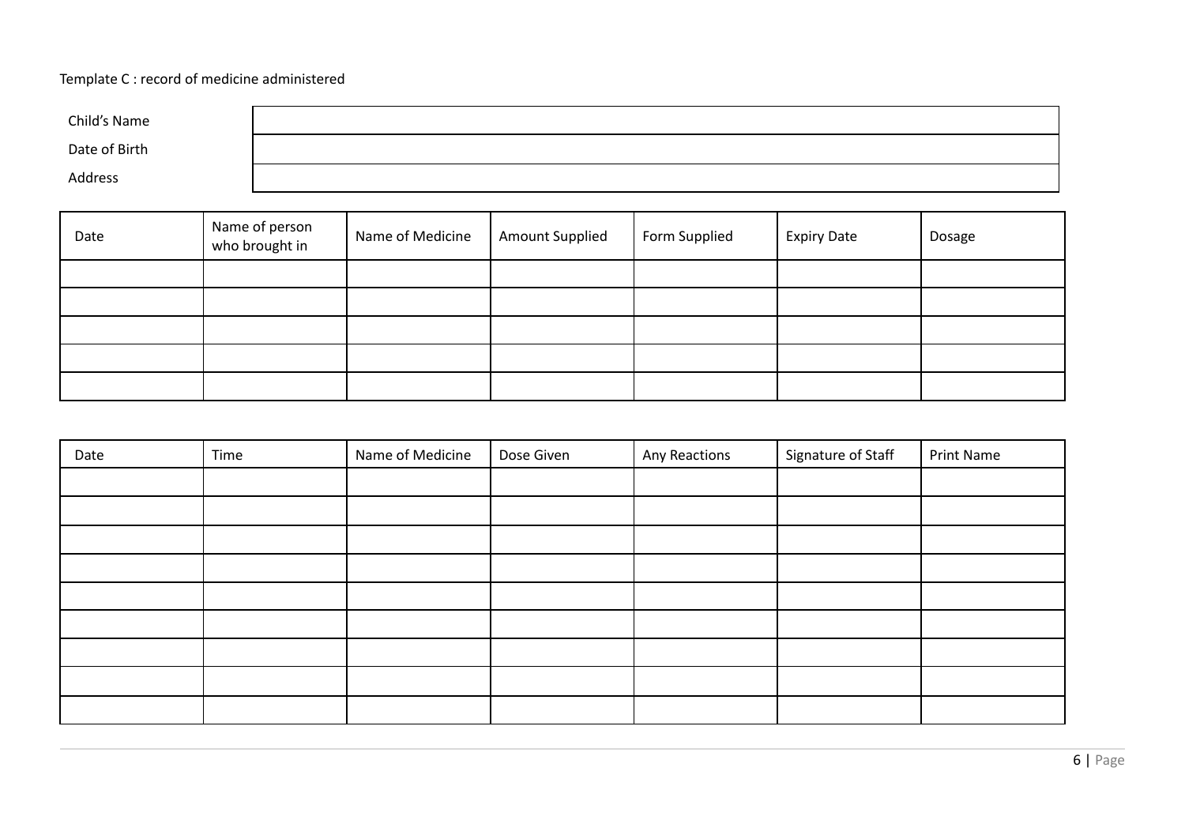Template C : record of medicine administered

| Child's Name | |
|---|---|
| Date of Birth | |
| Address | |

| Date | Name of person who brought in | Name of Medicine | Amount Supplied | Form Supplied | Expiry Date | Dosage |
|---|---|---|---|---|---|---|
| | | | | | | |
| | | | | | | |
| | | | | | | |
| | | | | | | |
| | | | | | | |

| Date | Time | Name of Medicine | Dose Given | Any Reactions | Signature of Staff | Print Name |
|---|---|---|---|---|---|---|
| | | | | | | |
| | | | | | | |
| | | | | | | |
| | | | | | | |
| | | | | | | |
| | | | | | | |
| | | | | | | |
| | | | | | | |
| | | | | | | |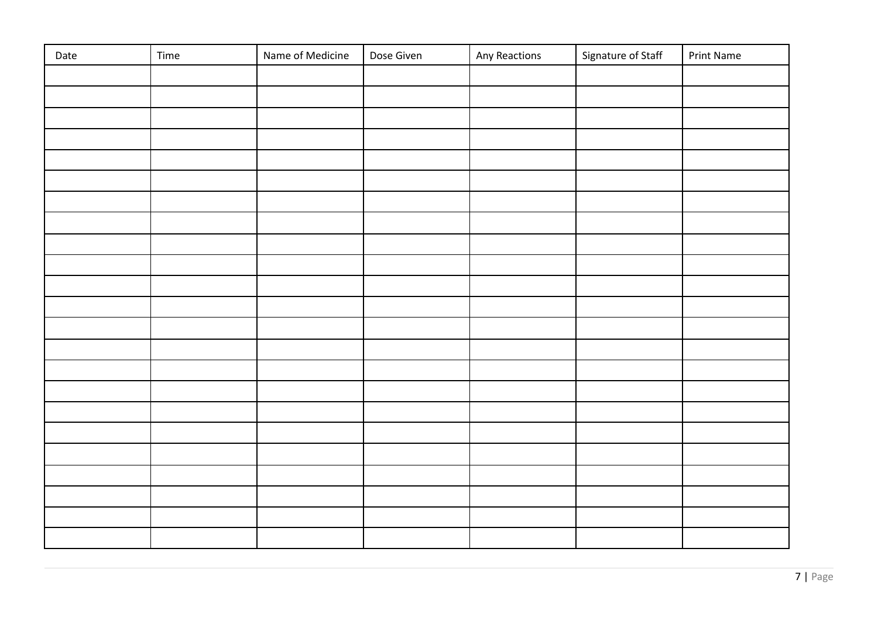| Date | Time | Name of Medicine | Dose Given | Any Reactions | Signature of Staff | Print Name |
|---|---|---|---|---|---|---|
| | | | | | | |
| | | | | | | |
| | | | | | | |
| | | | | | | |
| | | | | | | |
| | | | | | | |
| | | | | | | |
| | | | | | | |
| | | | | | | |
| | | | | | | |
| | | | | | | |
| | | | | | | |
| | | | | | | |
| | | | | | | |
| | | | | | | |
| | | | | | | |
| | | | | | | |
| | | | | | | |
| | | | | | | |
| | | | | | | |
| | | | | | | |
| | | | | | | |
| | | | | | | |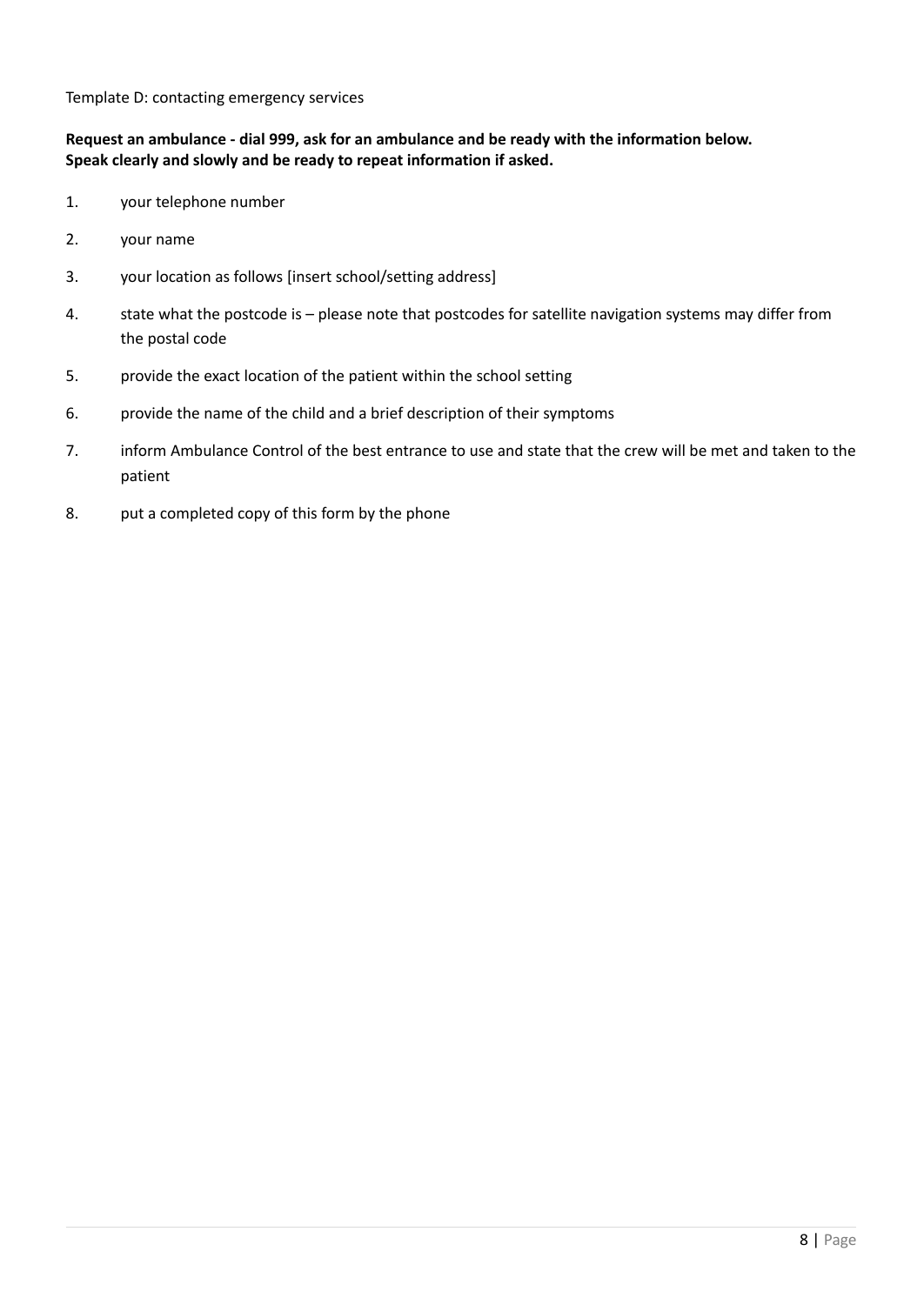Template D: contacting emergency services

**Request an ambulance - dial 999, ask for an ambulance and be ready with the information below. Speak clearly and slowly and be ready to repeat information if asked.**

1. your telephone number
2. your name
3. your location as follows [insert school/setting address]
4. state what the postcode is – please note that postcodes for satellite navigation systems may differ from the postal code
5. provide the exact location of the patient within the school setting
6. provide the name of the child and a brief description of their symptoms
7. inform Ambulance Control of the best entrance to use and state that the crew will be met and taken to the patient
8. put a completed copy of this form by the phone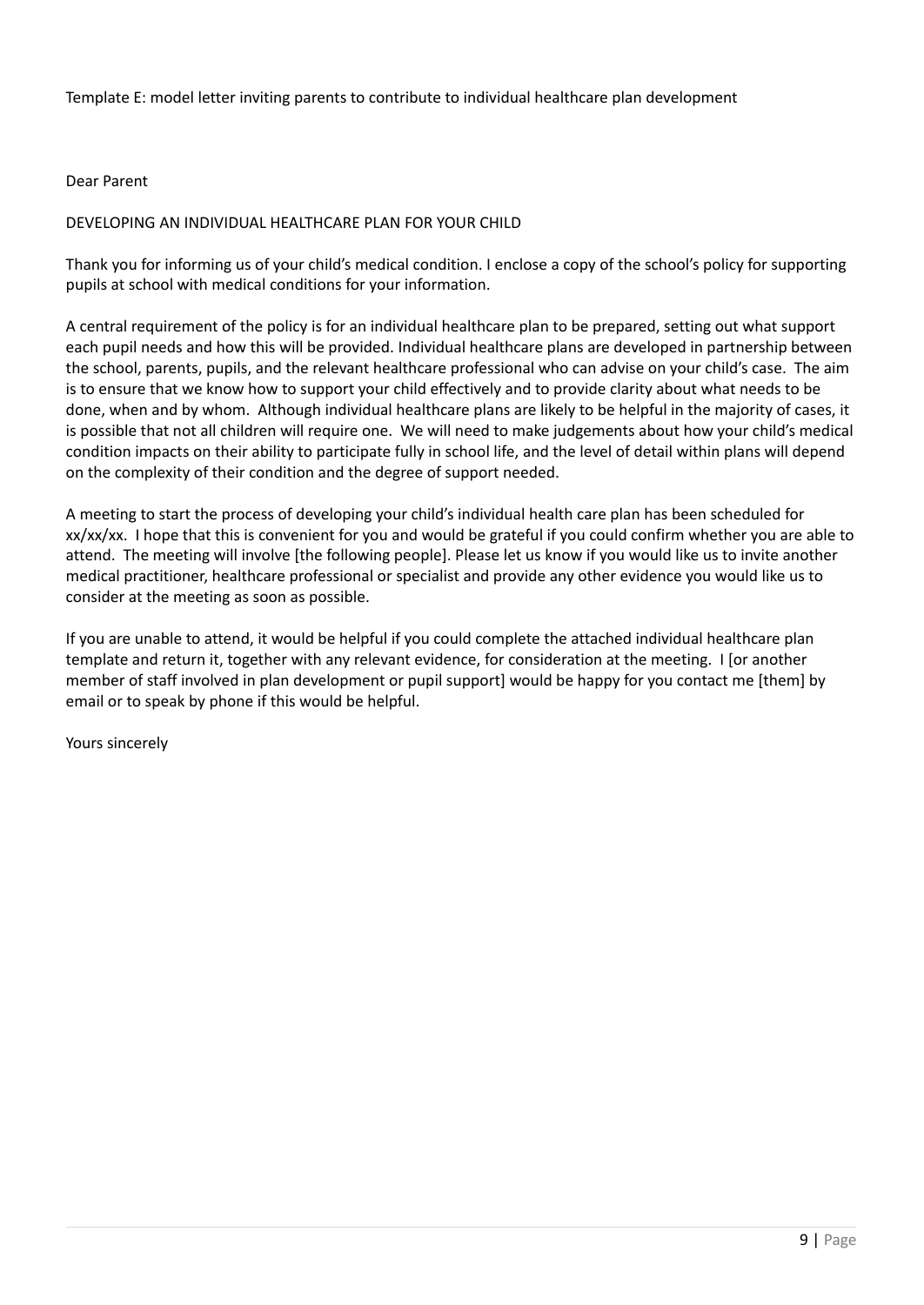Template E: model letter inviting parents to contribute to individual healthcare plan development

Dear Parent

DEVELOPING AN INDIVIDUAL HEALTHCARE PLAN FOR YOUR CHILD

Thank you for informing us of your child's medical condition. I enclose a copy of the school's policy for supporting pupils at school with medical conditions for your information.

A central requirement of the policy is for an individual healthcare plan to be prepared, setting out what support each pupil needs and how this will be provided. Individual healthcare plans are developed in partnership between the school, parents, pupils, and the relevant healthcare professional who can advise on your child's case. The aim is to ensure that we know how to support your child effectively and to provide clarity about what needs to be done, when and by whom. Although individual healthcare plans are likely to be helpful in the majority of cases, it is possible that not all children will require one. We will need to make judgements about how your child's medical condition impacts on their ability to participate fully in school life, and the level of detail within plans will depend on the complexity of their condition and the degree of support needed.

A meeting to start the process of developing your child's individual health care plan has been scheduled for xx/xx/xx. I hope that this is convenient for you and would be grateful if you could confirm whether you are able to attend. The meeting will involve [the following people]. Please let us know if you would like us to invite another medical practitioner, healthcare professional or specialist and provide any other evidence you would like us to consider at the meeting as soon as possible.

If you are unable to attend, it would be helpful if you could complete the attached individual healthcare plan template and return it, together with any relevant evidence, for consideration at the meeting. I [or another member of staff involved in plan development or pupil support] would be happy for you contact me [them] by email or to speak by phone if this would be helpful.

Yours sincerely